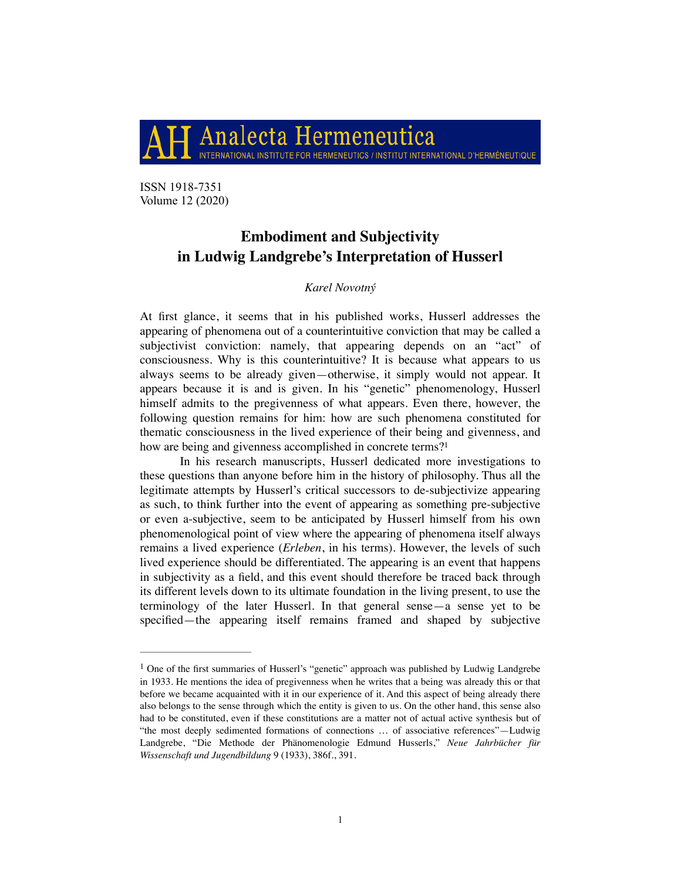Analecta Hermeneutica
INTERNATIONAL INSTITUTE FOR HERMENEUTICS / INSTITUT INTERNATIONAL D'HERMÉNEUTIQUE

ISSN 1918-7351
Volume 12 (2020)

# Embodiment and Subjectivity in Ludwig Landgrebe's Interpretation of Husserl

*Karel Novotný*

At first glance, it seems that in his published works, Husserl addresses the appearing of phenomena out of a counterintuitive conviction that may be called a subjectivist conviction: namely, that appearing depends on an "act" of consciousness. Why is this counterintuitive? It is because what appears to us always seems to be already given—otherwise, it simply would not appear. It appears because it is and is given. In his "genetic" phenomenology, Husserl himself admits to the pregivenness of what appears. Even there, however, the following question remains for him: how are such phenomena constituted for thematic consciousness in the lived experience of their being and givenness, and how are being and givenness accomplished in concrete terms?[1]

In his research manuscripts, Husserl dedicated more investigations to these questions than anyone before him in the history of philosophy. Thus all the legitimate attempts by Husserl's critical successors to de-subjectivize appearing as such, to think further into the event of appearing as something pre-subjective or even a-subjective, seem to be anticipated by Husserl himself from his own phenomenological point of view where the appearing of phenomena itself always remains a lived experience (*Erleben*, in his terms). However, the levels of such lived experience should be differentiated. The appearing is an event that happens in subjectivity as a field, and this event should therefore be traced back through its different levels down to its ultimate foundation in the living present, to use the terminology of the later Husserl. In that general sense—a sense yet to be specified—the appearing itself remains framed and shaped by subjective

---

[1] One of the first summaries of Husserl's "genetic" approach was published by Ludwig Landgrebe in 1933. He mentions the idea of pregivenness when he writes that a being was already this or that before we became acquainted with it in our experience of it. And this aspect of being already there also belongs to the sense through which the entity is given to us. On the other hand, this sense also had to be constituted, even if these constitutions are a matter not of actual active synthesis but of "the most deeply sedimented formations of connections … of associative references"—Ludwig Landgrebe, "Die Methode der Phänomenologie Edmund Husserls," *Neue Jahrbücher für Wissenschaft und Jugendbildung* 9 (1933), 386f., 391.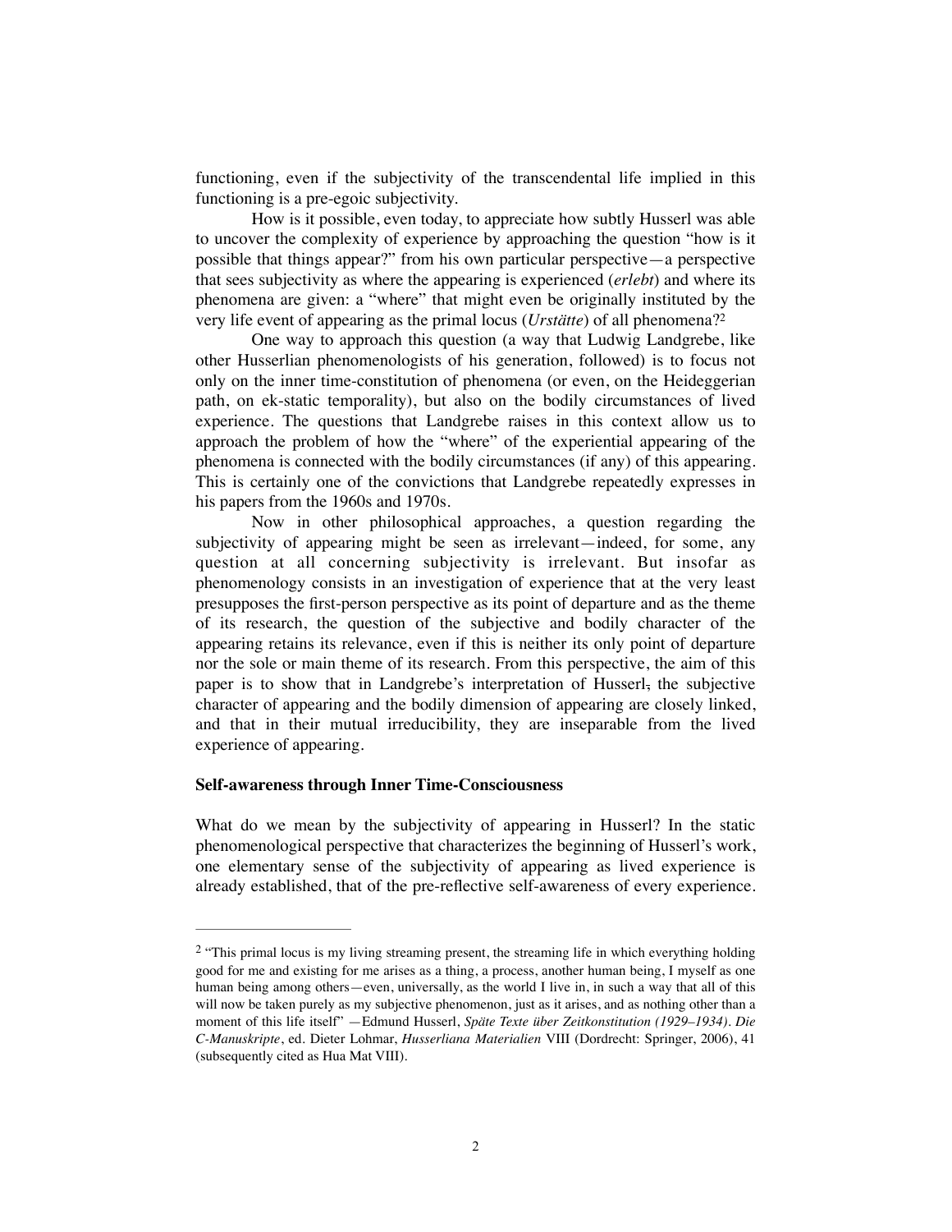functioning, even if the subjectivity of the transcendental life implied in this functioning is a pre-egoic subjectivity.

How is it possible, even today, to appreciate how subtly Husserl was able to uncover the complexity of experience by approaching the question "how is it possible that things appear?" from his own particular perspective—a perspective that sees subjectivity as where the appearing is experienced (*erlebt*) and where its phenomena are given: a "where" that might even be originally instituted by the very life event of appearing as the primal locus (*Urstätte*) of all phenomena?[2]

One way to approach this question (a way that Ludwig Landgrebe, like other Husserlian phenomenologists of his generation, followed) is to focus not only on the inner time-constitution of phenomena (or even, on the Heideggerian path, on ek-static temporality), but also on the bodily circumstances of lived experience. The questions that Landgrebe raises in this context allow us to approach the problem of how the "where" of the experiential appearing of the phenomena is connected with the bodily circumstances (if any) of this appearing. This is certainly one of the convictions that Landgrebe repeatedly expresses in his papers from the 1960s and 1970s.

Now in other philosophical approaches, a question regarding the subjectivity of appearing might be seen as irrelevant—indeed, for some, any question at all concerning subjectivity is irrelevant. But insofar as phenomenology consists in an investigation of experience that at the very least presupposes the first-person perspective as its point of departure and as the theme of its research, the question of the subjective and bodily character of the appearing retains its relevance, even if this is neither its only point of departure nor the sole or main theme of its research. From this perspective, the aim of this paper is to show that in Landgrebe's interpretation of Husserl, the subjective character of appearing and the bodily dimension of appearing are closely linked, and that in their mutual irreducibility, they are inseparable from the lived experience of appearing.

**Self-awareness through Inner Time-Consciousness**

What do we mean by the subjectivity of appearing in Husserl? In the static phenomenological perspective that characterizes the beginning of Husserl's work, one elementary sense of the subjectivity of appearing as lived experience is already established, that of the pre-reflective self-awareness of every experience.

---

[2] "This primal locus is my living streaming present, the streaming life in which everything holding good for me and existing for me arises as a thing, a process, another human being, I myself as one human being among others—even, universally, as the world I live in, in such a way that all of this will now be taken purely as my subjective phenomenon, just as it arises, and as nothing other than a moment of this life itself" —Edmund Husserl, *Späte Texte über Zeitkonstitution (1929–1934). Die C-Manuskripte*, ed. Dieter Lohmar, *Husserliana Materialien* VIII (Dordrecht: Springer, 2006), 41 (subsequently cited as Hua Mat VIII).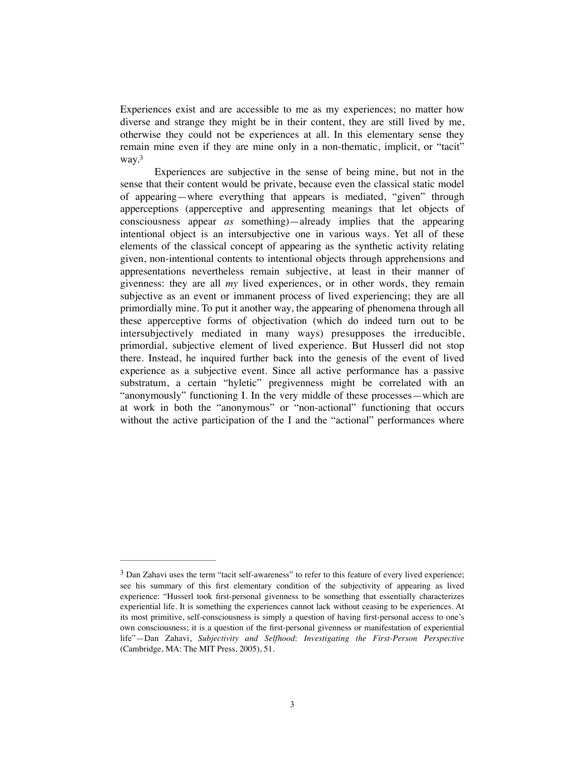Experiences exist and are accessible to me as my experiences; no matter how diverse and strange they might be in their content, they are still lived by me, otherwise they could not be experiences at all. In this elementary sense they remain mine even if they are mine only in a non-thematic, implicit, or "tacit" way.[3]

Experiences are subjective in the sense of being mine, but not in the sense that their content would be private, because even the classical static model of appearing—where everything that appears is mediated, "given" through apperceptions (apperceptive and appresenting meanings that let objects of consciousness appear *as* something)—already implies that the appearing intentional object is an intersubjective one in various ways. Yet all of these elements of the classical concept of appearing as the synthetic activity relating given, non-intentional contents to intentional objects through apprehensions and appresentations nevertheless remain subjective, at least in their manner of givenness: they are all *my* lived experiences, or in other words, they remain subjective as an event or immanent process of lived experiencing; they are all primordially mine. To put it another way, the appearing of phenomena through all these apperceptive forms of objectivation (which do indeed turn out to be intersubjectively mediated in many ways) presupposes the irreducible, primordial, subjective element of lived experience. But Husserl did not stop there. Instead, he inquired further back into the genesis of the event of lived experience as a subjective event. Since all active performance has a passive substratum, a certain "hyletic" pregivenness might be correlated with an "anonymously" functioning I. In the very middle of these processes—which are at work in both the "anonymous" or "non-actional" functioning that occurs without the active participation of the I and the "actional" performances where

---

[3] Dan Zahavi uses the term "tacit self-awareness" to refer to this feature of every lived experience; see his summary of this first elementary condition of the subjectivity of appearing as lived experience: "Husserl took first-personal givenness to be something that essentially characterizes experiential life. It is something the experiences cannot lack without ceasing to be experiences. At its most primitive, self-consciousness is simply a question of having first-personal access to one's own consciousness; it is a question of the first-personal givenness or manifestation of experiential life"—Dan Zahavi, *Subjectivity and Selfhood*: *Investigating the First-Person Perspective* (Cambridge, MA: The MIT Press, 2005), 51.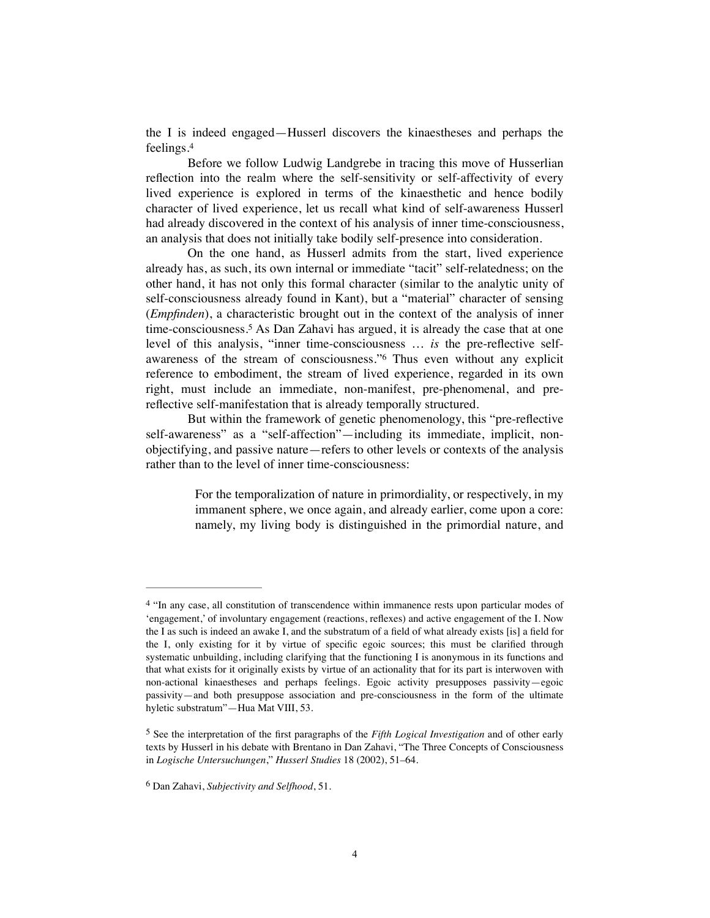the I is indeed engaged—Husserl discovers the kinaestheses and perhaps the feelings.[4]

Before we follow Ludwig Landgrebe in tracing this move of Husserlian reflection into the realm where the self-sensitivity or self-affectivity of every lived experience is explored in terms of the kinaesthetic and hence bodily character of lived experience, let us recall what kind of self-awareness Husserl had already discovered in the context of his analysis of inner time-consciousness, an analysis that does not initially take bodily self-presence into consideration.

On the one hand, as Husserl admits from the start, lived experience already has, as such, its own internal or immediate "tacit" self-relatedness; on the other hand, it has not only this formal character (similar to the analytic unity of self-consciousness already found in Kant), but a "material" character of sensing (*Empfinden*), a characteristic brought out in the context of the analysis of inner time-consciousness.[5] As Dan Zahavi has argued, it is already the case that at one level of this analysis, "inner time-consciousness … *is* the pre-reflective self-awareness of the stream of consciousness."[6] Thus even without any explicit reference to embodiment, the stream of lived experience, regarded in its own right, must include an immediate, non-manifest, pre-phenomenal, and pre-reflective self-manifestation that is already temporally structured.

But within the framework of genetic phenomenology, this "pre-reflective self-awareness" as a "self-affection"—including its immediate, implicit, non-objectifying, and passive nature—refers to other levels or contexts of the analysis rather than to the level of inner time-consciousness:

> For the temporalization of nature in primordiality, or respectively, in my immanent sphere, we once again, and already earlier, come upon a core: namely, my living body is distinguished in the primordial nature, and

---

[4] "In any case, all constitution of transcendence within immanence rests upon particular modes of 'engagement,' of involuntary engagement (reactions, reflexes) and active engagement of the I. Now the I as such is indeed an awake I, and the substratum of a field of what already exists [is] a field for the I, only existing for it by virtue of specific egoic sources; this must be clarified through systematic unbuilding, including clarifying that the functioning I is anonymous in its functions and that what exists for it originally exists by virtue of an actionality that for its part is interwoven with non-actional kinaestheses and perhaps feelings. Egoic activity presupposes passivity—egoic passivity—and both presuppose association and pre-consciousness in the form of the ultimate hyletic substratum"—Hua Mat VIII, 53.

[5] See the interpretation of the first paragraphs of the *Fifth Logical Investigation* and of other early texts by Husserl in his debate with Brentano in Dan Zahavi, "The Three Concepts of Consciousness in *Logische Untersuchungen*," *Husserl Studies* 18 (2002), 51–64.

[6] Dan Zahavi, *Subjectivity and Selfhood*, 51.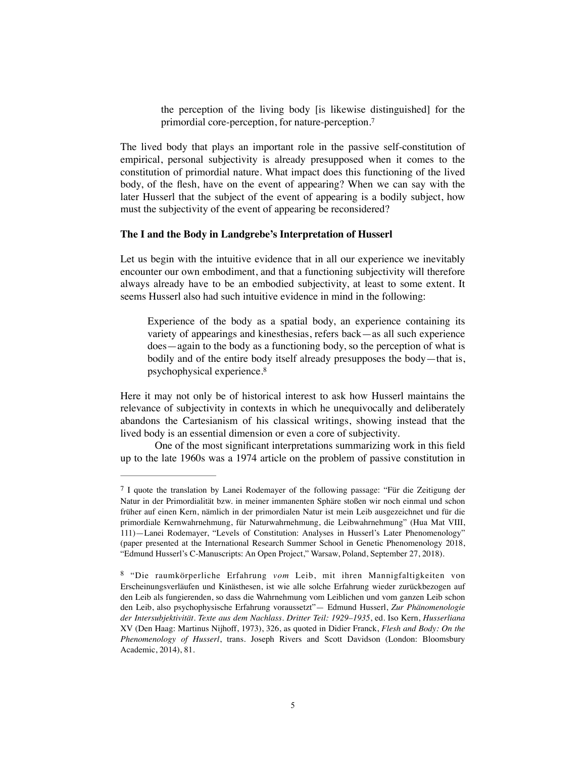> the perception of the living body [is likewise distinguished] for the primordial core-perception, for nature-perception.[7]

The lived body that plays an important role in the passive self-constitution of empirical, personal subjectivity is already presupposed when it comes to the constitution of primordial nature. What impact does this functioning of the lived body, of the flesh, have on the event of appearing? When we can say with the later Husserl that the subject of the event of appearing is a bodily subject, how must the subjectivity of the event of appearing be reconsidered?

**The I and the Body in Landgrebe's Interpretation of Husserl**

Let us begin with the intuitive evidence that in all our experience we inevitably encounter our own embodiment, and that a functioning subjectivity will therefore always already have to be an embodied subjectivity, at least to some extent. It seems Husserl also had such intuitive evidence in mind in the following:

> Experience of the body as a spatial body, an experience containing its variety of appearings and kinesthesias, refers back—as all such experience does—again to the body as a functioning body, so the perception of what is bodily and of the entire body itself already presupposes the body—that is, psychophysical experience.[8]

Here it may not only be of historical interest to ask how Husserl maintains the relevance of subjectivity in contexts in which he unequivocally and deliberately abandons the Cartesianism of his classical writings, showing instead that the lived body is an essential dimension or even a core of subjectivity.

One of the most significant interpretations summarizing work in this field up to the late 1960s was a 1974 article on the problem of passive constitution in

---

[7] I quote the translation by Lanei Rodemayer of the following passage: "Für die Zeitigung der Natur in der Primordialität bzw. in meiner immanenten Sphäre stoßen wir noch einmal und schon früher auf einen Kern, nämlich in der primordialen Natur ist mein Leib ausgezeichnet und für die primordiale Kernwahrnehmung, für Naturwahrnehmung, die Leibwahrnehmung" (Hua Mat VIII, 111)—Lanei Rodemayer, "Levels of Constitution: Analyses in Husserl's Later Phenomenology" (paper presented at the International Research Summer School in Genetic Phenomenology 2018, "Edmund Husserl's C-Manuscripts: An Open Project," Warsaw, Poland, September 27, 2018).

[8] "Die raumkörperliche Erfahrung *vom* Leib, mit ihren Mannigfaltigkeiten von Erscheinungsverläufen und Kinästhesen, ist wie alle solche Erfahrung wieder zurückbezogen auf den Leib als fungierenden, so dass die Wahrnehmung vom Leiblichen und vom ganzen Leib schon den Leib, also psychophysische Erfahrung voraussetzt"— Edmund Husserl, *Zur Phänomenologie der Intersubjektivität. Texte aus dem Nachlass. Dritter Teil: 1929–1935*, ed. Iso Kern, *Husserliana* XV (Den Haag: Martinus Nijhoff, 1973), 326, as quoted in Didier Franck, *Flesh and Body: On the Phenomenology of Husserl*, trans. Joseph Rivers and Scott Davidson (London: Bloomsbury Academic, 2014), 81.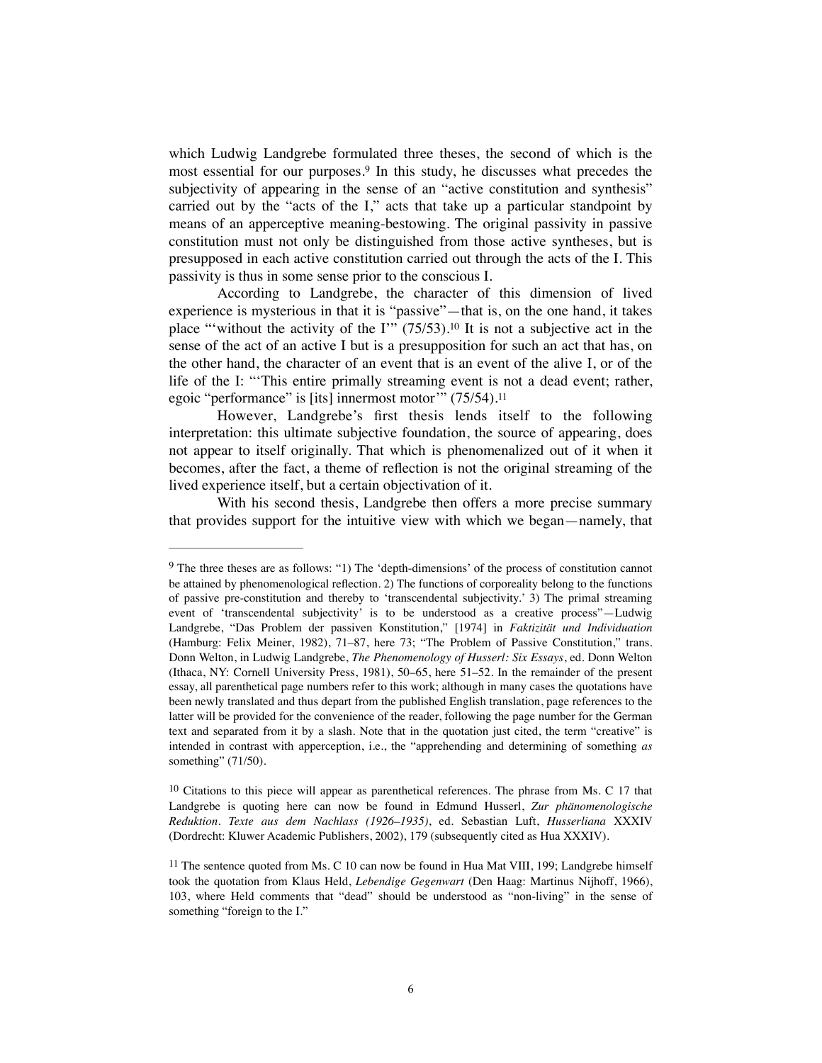which Ludwig Landgrebe formulated three theses, the second of which is the most essential for our purposes.[9] In this study, he discusses what precedes the subjectivity of appearing in the sense of an "active constitution and synthesis" carried out by the "acts of the I," acts that take up a particular standpoint by means of an apperceptive meaning-bestowing. The original passivity in passive constitution must not only be distinguished from those active syntheses, but is presupposed in each active constitution carried out through the acts of the I. This passivity is thus in some sense prior to the conscious I.

According to Landgrebe, the character of this dimension of lived experience is mysterious in that it is "passive"—that is, on the one hand, it takes place "'without the activity of the I'" (75/53).[10] It is not a subjective act in the sense of the act of an active I but is a presupposition for such an act that has, on the other hand, the character of an event that is an event of the alive I, or of the life of the I: "'This entire primally streaming event is not a dead event; rather, egoic "performance" is [its] innermost motor'" (75/54).[11]

However, Landgrebe's first thesis lends itself to the following interpretation: this ultimate subjective foundation, the source of appearing, does not appear to itself originally. That which is phenomenalized out of it when it becomes, after the fact, a theme of reflection is not the original streaming of the lived experience itself, but a certain objectivation of it.

With his second thesis, Landgrebe then offers a more precise summary that provides support for the intuitive view with which we began—namely, that

---

[9] The three theses are as follows: "1) The 'depth-dimensions' of the process of constitution cannot be attained by phenomenological reflection. 2) The functions of corporeality belong to the functions of passive pre-constitution and thereby to 'transcendental subjectivity.' 3) The primal streaming event of 'transcendental subjectivity' is to be understood as a creative process"—Ludwig Landgrebe, "Das Problem der passiven Konstitution," [1974] in *Faktizität und Individuation* (Hamburg: Felix Meiner, 1982), 71–87, here 73; "The Problem of Passive Constitution," trans. Donn Welton, in Ludwig Landgrebe, *The Phenomenology of Husserl: Six Essays*, ed. Donn Welton (Ithaca, NY: Cornell University Press, 1981), 50–65, here 51–52. In the remainder of the present essay, all parenthetical page numbers refer to this work; although in many cases the quotations have been newly translated and thus depart from the published English translation, page references to the latter will be provided for the convenience of the reader, following the page number for the German text and separated from it by a slash. Note that in the quotation just cited, the term "creative" is intended in contrast with apperception, i.e., the "apprehending and determining of something *as* something" (71/50).

[10] Citations to this piece will appear as parenthetical references. The phrase from Ms. C 17 that Landgrebe is quoting here can now be found in Edmund Husserl, *Zur phänomenologische Reduktion. Texte aus dem Nachlass (1926–1935)*, ed. Sebastian Luft, *Husserliana* XXXIV (Dordrecht: Kluwer Academic Publishers, 2002), 179 (subsequently cited as Hua XXXIV).

[11] The sentence quoted from Ms. C 10 can now be found in Hua Mat VIII, 199; Landgrebe himself took the quotation from Klaus Held, *Lebendige Gegenwart* (Den Haag: Martinus Nijhoff, 1966), 103, where Held comments that "dead" should be understood as "non-living" in the sense of something "foreign to the I."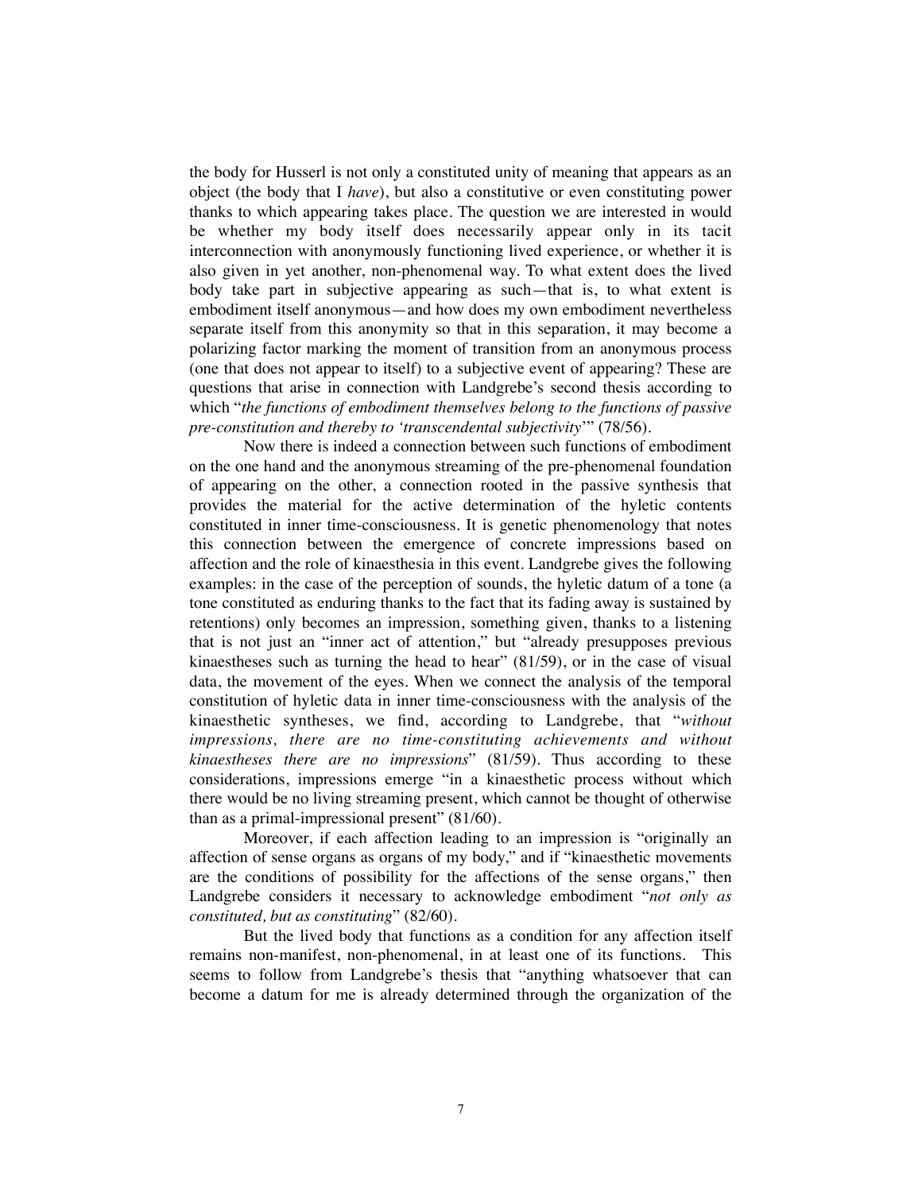the body for Husserl is not only a constituted unity of meaning that appears as an object (the body that I *have*), but also a constitutive or even constituting power thanks to which appearing takes place. The question we are interested in would be whether my body itself does necessarily appear only in its tacit interconnection with anonymously functioning lived experience, or whether it is also given in yet another, non-phenomenal way. To what extent does the lived body take part in subjective appearing as such—that is, to what extent is embodiment itself anonymous—and how does my own embodiment nevertheless separate itself from this anonymity so that in this separation, it may become a polarizing factor marking the moment of transition from an anonymous process (one that does not appear to itself) to a subjective event of appearing? These are questions that arise in connection with Landgrebe's second thesis according to which "*the functions of embodiment themselves belong to the functions of passive pre-constitution and thereby to 'transcendental subjectivity*'" (78/56).

Now there is indeed a connection between such functions of embodiment on the one hand and the anonymous streaming of the pre-phenomenal foundation of appearing on the other, a connection rooted in the passive synthesis that provides the material for the active determination of the hyletic contents constituted in inner time-consciousness. It is genetic phenomenology that notes this connection between the emergence of concrete impressions based on affection and the role of kinaesthesia in this event. Landgrebe gives the following examples: in the case of the perception of sounds, the hyletic datum of a tone (a tone constituted as enduring thanks to the fact that its fading away is sustained by retentions) only becomes an impression, something given, thanks to a listening that is not just an "inner act of attention," but "already presupposes previous kinaestheses such as turning the head to hear" (81/59), or in the case of visual data, the movement of the eyes. When we connect the analysis of the temporal constitution of hyletic data in inner time-consciousness with the analysis of the kinaesthetic syntheses, we find, according to Landgrebe, that "*without impressions, there are no time-constituting achievements and without kinaestheses there are no impressions*" (81/59). Thus according to these considerations, impressions emerge "in a kinaesthetic process without which there would be no living streaming present, which cannot be thought of otherwise than as a primal-impressional present" (81/60).

Moreover, if each affection leading to an impression is "originally an affection of sense organs as organs of my body," and if "kinaesthetic movements are the conditions of possibility for the affections of the sense organs," then Landgrebe considers it necessary to acknowledge embodiment "*not only as constituted, but as constituting*" (82/60).

But the lived body that functions as a condition for any affection itself remains non-manifest, non-phenomenal, in at least one of its functions. This seems to follow from Landgrebe's thesis that "anything whatsoever that can become a datum for me is already determined through the organization of the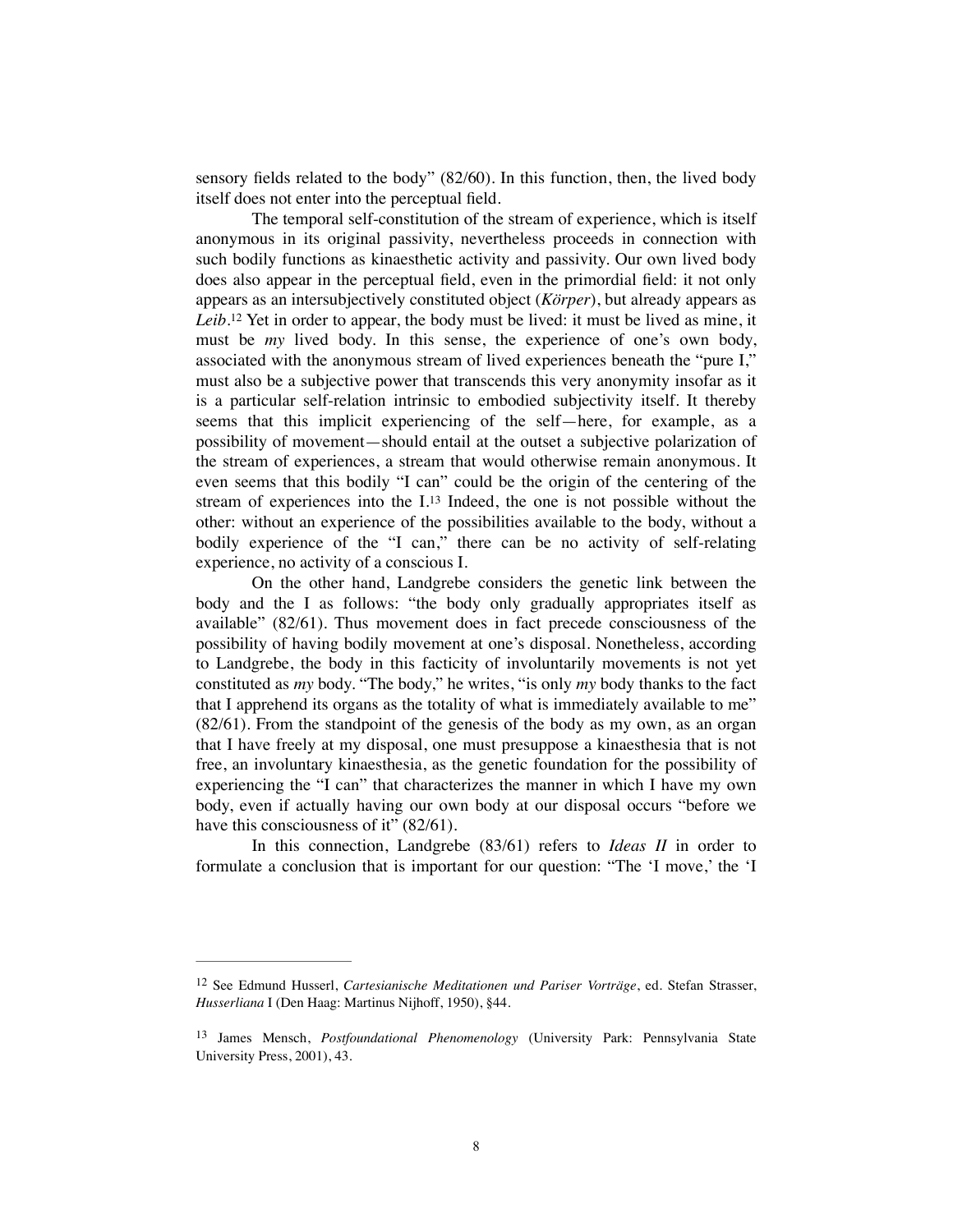sensory fields related to the body" (82/60). In this function, then, the lived body itself does not enter into the perceptual field.

The temporal self-constitution of the stream of experience, which is itself anonymous in its original passivity, nevertheless proceeds in connection with such bodily functions as kinaesthetic activity and passivity. Our own lived body does also appear in the perceptual field, even in the primordial field: it not only appears as an intersubjectively constituted object (*Körper*), but already appears as *Leib*.[12] Yet in order to appear, the body must be lived: it must be lived as mine, it must be *my* lived body. In this sense, the experience of one's own body, associated with the anonymous stream of lived experiences beneath the "pure I," must also be a subjective power that transcends this very anonymity insofar as it is a particular self-relation intrinsic to embodied subjectivity itself. It thereby seems that this implicit experiencing of the self—here, for example, as a possibility of movement—should entail at the outset a subjective polarization of the stream of experiences, a stream that would otherwise remain anonymous. It even seems that this bodily "I can" could be the origin of the centering of the stream of experiences into the I.[13] Indeed, the one is not possible without the other: without an experience of the possibilities available to the body, without a bodily experience of the "I can," there can be no activity of self-relating experience, no activity of a conscious I.

On the other hand, Landgrebe considers the genetic link between the body and the I as follows: "the body only gradually appropriates itself as available" (82/61). Thus movement does in fact precede consciousness of the possibility of having bodily movement at one's disposal. Nonetheless, according to Landgrebe, the body in this facticity of involuntarily movements is not yet constituted as *my* body. "The body," he writes, "is only *my* body thanks to the fact that I apprehend its organs as the totality of what is immediately available to me" (82/61). From the standpoint of the genesis of the body as my own, as an organ that I have freely at my disposal, one must presuppose a kinaesthesia that is not free, an involuntary kinaesthesia, as the genetic foundation for the possibility of experiencing the "I can" that characterizes the manner in which I have my own body, even if actually having our own body at our disposal occurs "before we have this consciousness of it" (82/61).

In this connection, Landgrebe (83/61) refers to *Ideas II* in order to formulate a conclusion that is important for our question: "The 'I move,' the 'I

---

[12] See Edmund Husserl, *Cartesianische Meditationen und Pariser Vorträge*, ed. Stefan Strasser, *Husserliana* I (Den Haag: Martinus Nijhoff, 1950), §44.

[13] James Mensch, *Postfoundational Phenomenology* (University Park: Pennsylvania State University Press, 2001), 43.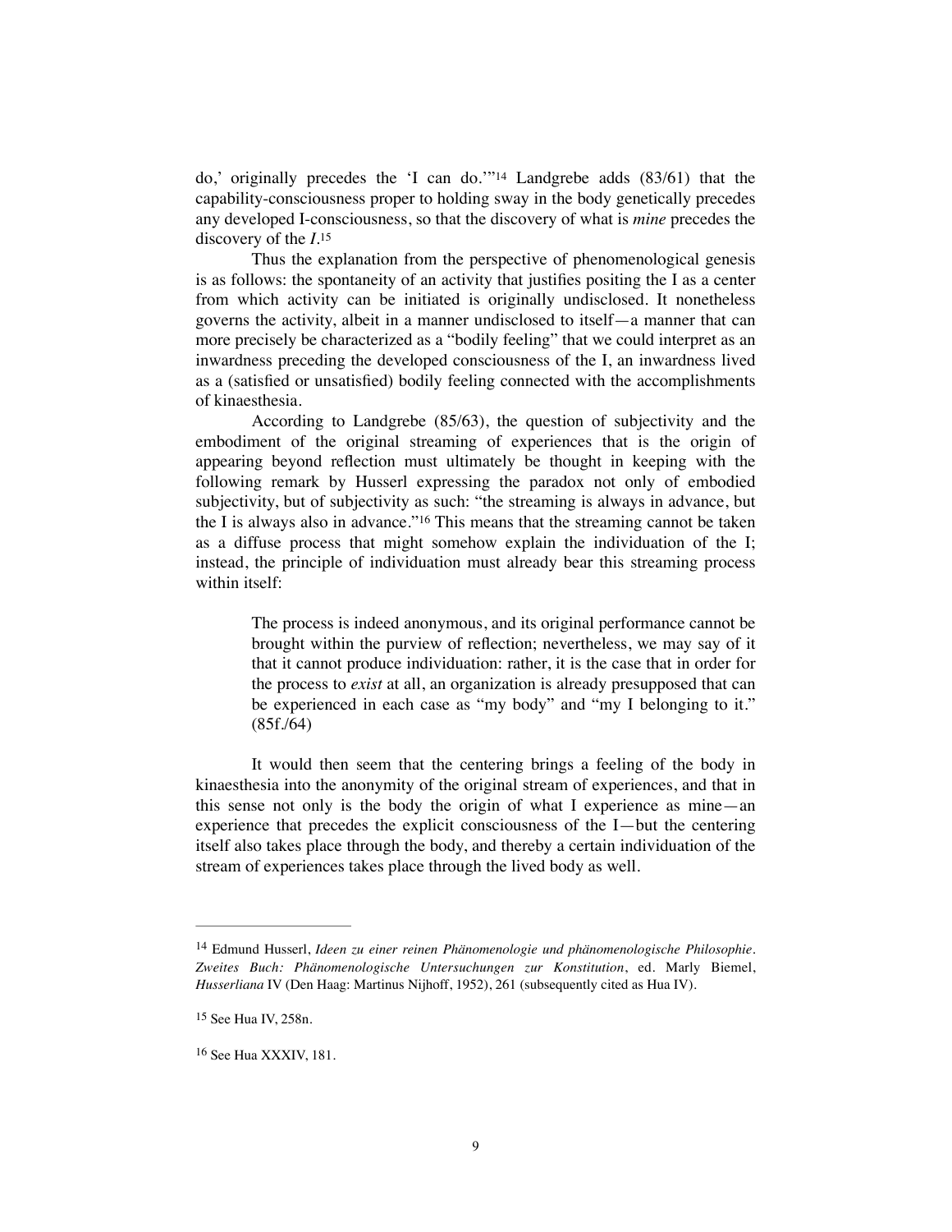do,' originally precedes the 'I can do.'"[14] Landgrebe adds (83/61) that the capability-consciousness proper to holding sway in the body genetically precedes any developed I-consciousness, so that the discovery of what is *mine* precedes the discovery of the *I*.[15]

Thus the explanation from the perspective of phenomenological genesis is as follows: the spontaneity of an activity that justifies positing the I as a center from which activity can be initiated is originally undisclosed. It nonetheless governs the activity, albeit in a manner undisclosed to itself—a manner that can more precisely be characterized as a "bodily feeling" that we could interpret as an inwardness preceding the developed consciousness of the I, an inwardness lived as a (satisfied or unsatisfied) bodily feeling connected with the accomplishments of kinaesthesia.

According to Landgrebe (85/63), the question of subjectivity and the embodiment of the original streaming of experiences that is the origin of appearing beyond reflection must ultimately be thought in keeping with the following remark by Husserl expressing the paradox not only of embodied subjectivity, but of subjectivity as such: "the streaming is always in advance, but the I is always also in advance."[16] This means that the streaming cannot be taken as a diffuse process that might somehow explain the individuation of the I; instead, the principle of individuation must already bear this streaming process within itself:

> The process is indeed anonymous, and its original performance cannot be brought within the purview of reflection; nevertheless, we may say of it that it cannot produce individuation: rather, it is the case that in order for the process to *exist* at all, an organization is already presupposed that can be experienced in each case as "my body" and "my I belonging to it." (85f./64)

It would then seem that the centering brings a feeling of the body in kinaesthesia into the anonymity of the original stream of experiences, and that in this sense not only is the body the origin of what I experience as mine—an experience that precedes the explicit consciousness of the I—but the centering itself also takes place through the body, and thereby a certain individuation of the stream of experiences takes place through the lived body as well.

---

[14] Edmund Husserl, *Ideen zu einer reinen Phänomenologie und phänomenologische Philosophie. Zweites Buch: Phänomenologische Untersuchungen zur Konstitution*, ed. Marly Biemel, *Husserliana* IV (Den Haag: Martinus Nijhoff, 1952), 261 (subsequently cited as Hua IV).

[15] See Hua IV, 258n.

[16] See Hua XXXIV, 181.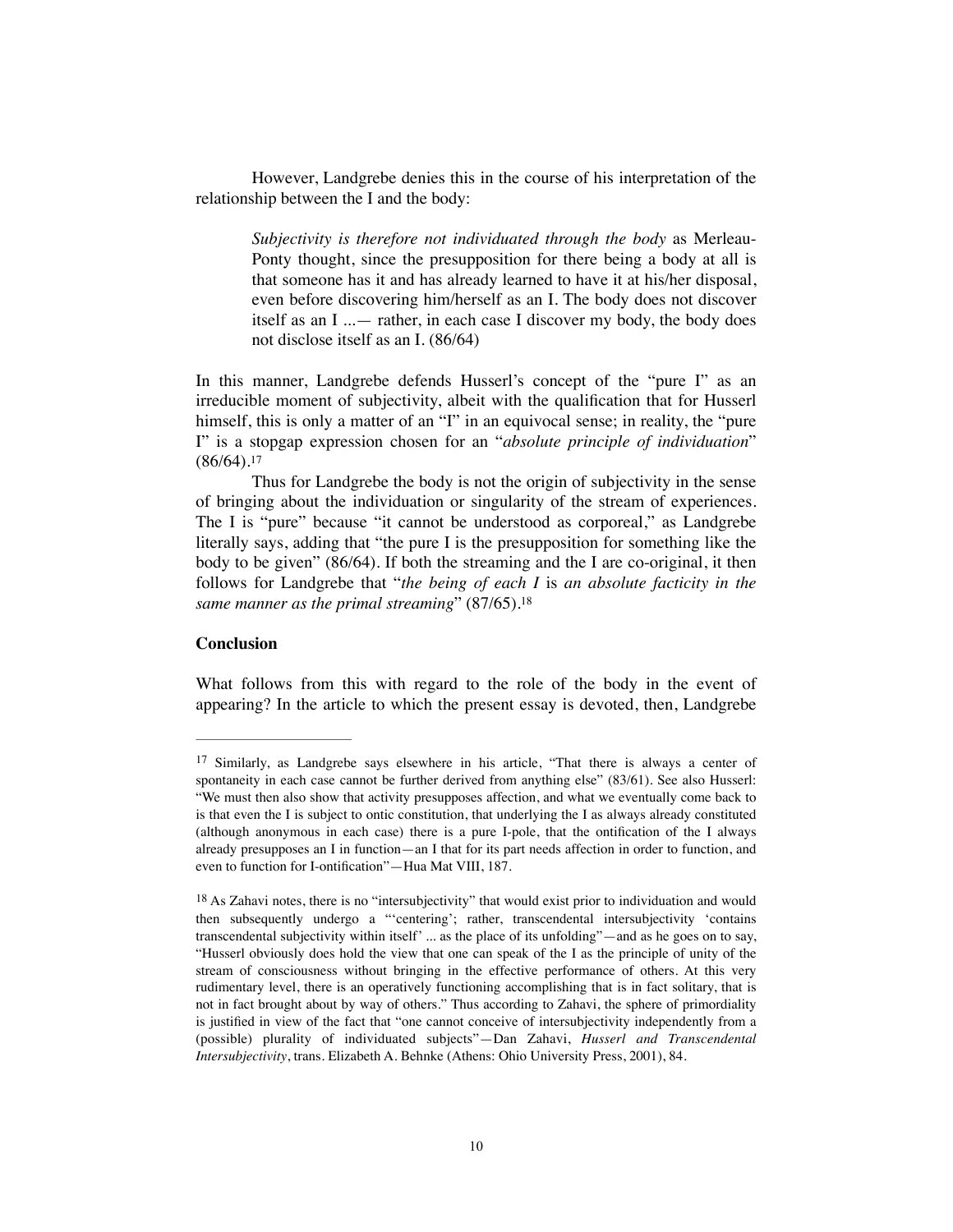However, Landgrebe denies this in the course of his interpretation of the relationship between the I and the body:

> *Subjectivity is therefore not individuated through the body* as Merleau-Ponty thought, since the presupposition for there being a body at all is that someone has it and has already learned to have it at his/her disposal, even before discovering him/herself as an I. The body does not discover itself as an I ...— rather, in each case I discover my body, the body does not disclose itself as an I. (86/64)

In this manner, Landgrebe defends Husserl's concept of the "pure I" as an irreducible moment of subjectivity, albeit with the qualification that for Husserl himself, this is only a matter of an "I" in an equivocal sense; in reality, the "pure I" is a stopgap expression chosen for an "*absolute principle of individuation*" (86/64).[17]

Thus for Landgrebe the body is not the origin of subjectivity in the sense of bringing about the individuation or singularity of the stream of experiences. The I is "pure" because "it cannot be understood as corporeal," as Landgrebe literally says, adding that "the pure I is the presupposition for something like the body to be given" (86/64). If both the streaming and the I are co-original, it then follows for Landgrebe that "*the being of each I* is *an absolute facticity in the same manner as the primal streaming*" (87/65).[18]

**Conclusion**

What follows from this with regard to the role of the body in the event of appearing? In the article to which the present essay is devoted, then, Landgrebe

---

[17] Similarly, as Landgrebe says elsewhere in his article, "That there is always a center of spontaneity in each case cannot be further derived from anything else" (83/61). See also Husserl: "We must then also show that activity presupposes affection, and what we eventually come back to is that even the I is subject to ontic constitution, that underlying the I as always already constituted (although anonymous in each case) there is a pure I-pole, that the ontification of the I always already presupposes an I in function—an I that for its part needs affection in order to function, and even to function for I-ontification"—Hua Mat VIII, 187.

[18] As Zahavi notes, there is no "intersubjectivity" that would exist prior to individuation and would then subsequently undergo a "'centering'; rather, transcendental intersubjectivity 'contains transcendental subjectivity within itself' ... as the place of its unfolding"—and as he goes on to say, "Husserl obviously does hold the view that one can speak of the I as the principle of unity of the stream of consciousness without bringing in the effective performance of others. At this very rudimentary level, there is an operatively functioning accomplishing that is in fact solitary, that is not in fact brought about by way of others." Thus according to Zahavi, the sphere of primordiality is justified in view of the fact that "one cannot conceive of intersubjectivity independently from a (possible) plurality of individuated subjects"—Dan Zahavi, *Husserl and Transcendental Intersubjectivity*, trans. Elizabeth A. Behnke (Athens: Ohio University Press, 2001), 84.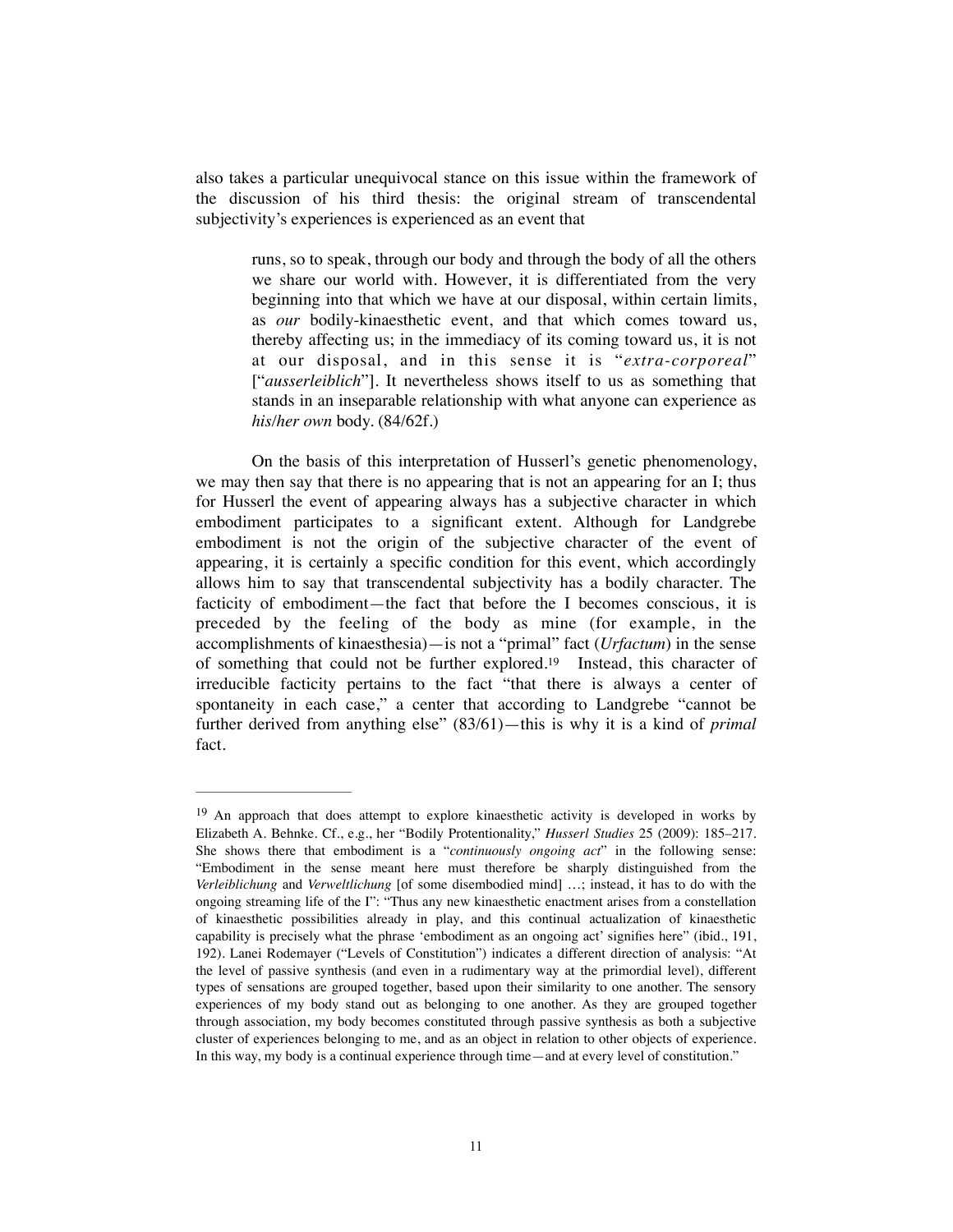also takes a particular unequivocal stance on this issue within the framework of the discussion of his third thesis: the original stream of transcendental subjectivity's experiences is experienced as an event that

> runs, so to speak, through our body and through the body of all the others we share our world with. However, it is differentiated from the very beginning into that which we have at our disposal, within certain limits, as *our* bodily-kinaesthetic event, and that which comes toward us, thereby affecting us; in the immediacy of its coming toward us, it is not at our disposal, and in this sense it is "*extra-corporeal*" ["*ausserleiblich*"]. It nevertheless shows itself to us as something that stands in an inseparable relationship with what anyone can experience as *his/her own* body. (84/62f.)

On the basis of this interpretation of Husserl's genetic phenomenology, we may then say that there is no appearing that is not an appearing for an I; thus for Husserl the event of appearing always has a subjective character in which embodiment participates to a significant extent. Although for Landgrebe embodiment is not the origin of the subjective character of the event of appearing, it is certainly a specific condition for this event, which accordingly allows him to say that transcendental subjectivity has a bodily character. The facticity of embodiment—the fact that before the I becomes conscious, it is preceded by the feeling of the body as mine (for example, in the accomplishments of kinaesthesia)—is not a "primal" fact (*Urfactum*) in the sense of something that could not be further explored.[19] Instead, this character of irreducible facticity pertains to the fact "that there is always a center of spontaneity in each case," a center that according to Landgrebe "cannot be further derived from anything else" (83/61)—this is why it is a kind of *primal* fact.

---

[19] An approach that does attempt to explore kinaesthetic activity is developed in works by Elizabeth A. Behnke. Cf., e.g., her "Bodily Protentionality," *Husserl Studies* 25 (2009): 185–217. She shows there that embodiment is a "*continuously ongoing act*" in the following sense: "Embodiment in the sense meant here must therefore be sharply distinguished from the *Verleiblichung* and *Verweltlichung* [of some disembodied mind] …; instead, it has to do with the ongoing streaming life of the I": "Thus any new kinaesthetic enactment arises from a constellation of kinaesthetic possibilities already in play, and this continual actualization of kinaesthetic capability is precisely what the phrase 'embodiment as an ongoing act' signifies here" (ibid., 191, 192). Lanei Rodemayer ("Levels of Constitution") indicates a different direction of analysis: "At the level of passive synthesis (and even in a rudimentary way at the primordial level), different types of sensations are grouped together, based upon their similarity to one another. The sensory experiences of my body stand out as belonging to one another. As they are grouped together through association, my body becomes constituted through passive synthesis as both a subjective cluster of experiences belonging to me, and as an object in relation to other objects of experience. In this way, my body is a continual experience through time—and at every level of constitution."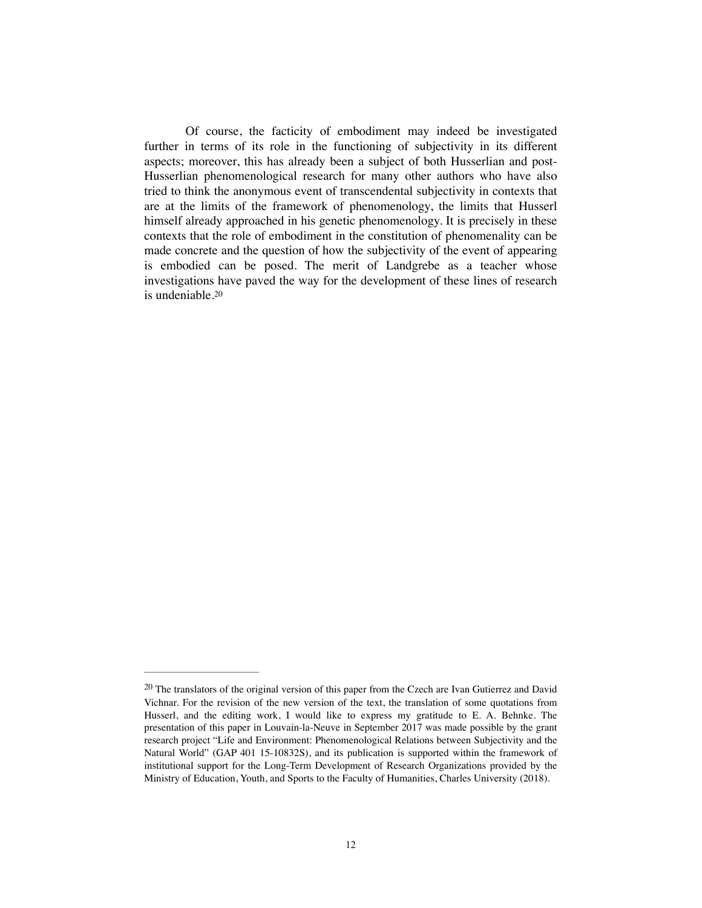Of course, the facticity of embodiment may indeed be investigated further in terms of its role in the functioning of subjectivity in its different aspects; moreover, this has already been a subject of both Husserlian and post-Husserlian phenomenological research for many other authors who have also tried to think the anonymous event of transcendental subjectivity in contexts that are at the limits of the framework of phenomenology, the limits that Husserl himself already approached in his genetic phenomenology. It is precisely in these contexts that the role of embodiment in the constitution of phenomenality can be made concrete and the question of how the subjectivity of the event of appearing is embodied can be posed. The merit of Landgrebe as a teacher whose investigations have paved the way for the development of these lines of research is undeniable.[20]

---

[20] The translators of the original version of this paper from the Czech are Ivan Gutierrez and David Vichnar. For the revision of the new version of the text, the translation of some quotations from Husserl, and the editing work, I would like to express my gratitude to E. A. Behnke. The presentation of this paper in Louvain-la-Neuve in September 2017 was made possible by the grant research project "Life and Environment: Phenomenological Relations between Subjectivity and the Natural World" (GAP 401 15-10832S), and its publication is supported within the framework of institutional support for the Long-Term Development of Research Organizations provided by the Ministry of Education, Youth, and Sports to the Faculty of Humanities, Charles University (2018).